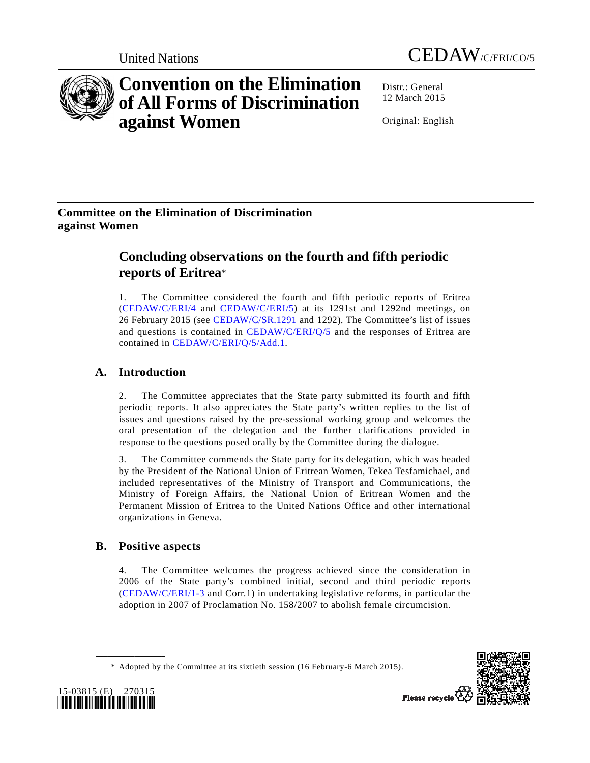United Nations

CEDAW/C/ERI/CO/5

# Convention on the Elimination of All Forms of Discrimination against Women

Distr.: General
12 March 2015

Original: English

**Committee on the Elimination of Discrimination against Women**

## Concluding observations on the fourth and fifth periodic reports of Eritrea*

1. The Committee considered the fourth and fifth periodic reports of Eritrea (CEDAW/C/ERI/4 and CEDAW/C/ERI/5) at its 1291st and 1292nd meetings, on 26 February 2015 (see CEDAW/C/SR.1291 and 1292). The Committee's list of issues and questions is contained in CEDAW/C/ERI/Q/5 and the responses of Eritrea are contained in CEDAW/C/ERI/Q/5/Add.1.

### A. Introduction

2. The Committee appreciates that the State party submitted its fourth and fifth periodic reports. It also appreciates the State party's written replies to the list of issues and questions raised by the pre-sessional working group and welcomes the oral presentation of the delegation and the further clarifications provided in response to the questions posed orally by the Committee during the dialogue.

3. The Committee commends the State party for its delegation, which was headed by the President of the National Union of Eritrean Women, Tekea Tesfamichael, and included representatives of the Ministry of Transport and Communications, the Ministry of Foreign Affairs, the National Union of Eritrean Women and the Permanent Mission of Eritrea to the United Nations Office and other international organizations in Geneva.

### B. Positive aspects

4. The Committee welcomes the progress achieved since the consideration in 2006 of the State party's combined initial, second and third periodic reports (CEDAW/C/ERI/1-3 and Corr.1) in undertaking legislative reforms, in particular the adoption in 2007 of Proclamation No. 158/2007 to abolish female circumcision.

\* Adopted by the Committee at its sixtieth session (16 February-6 March 2015).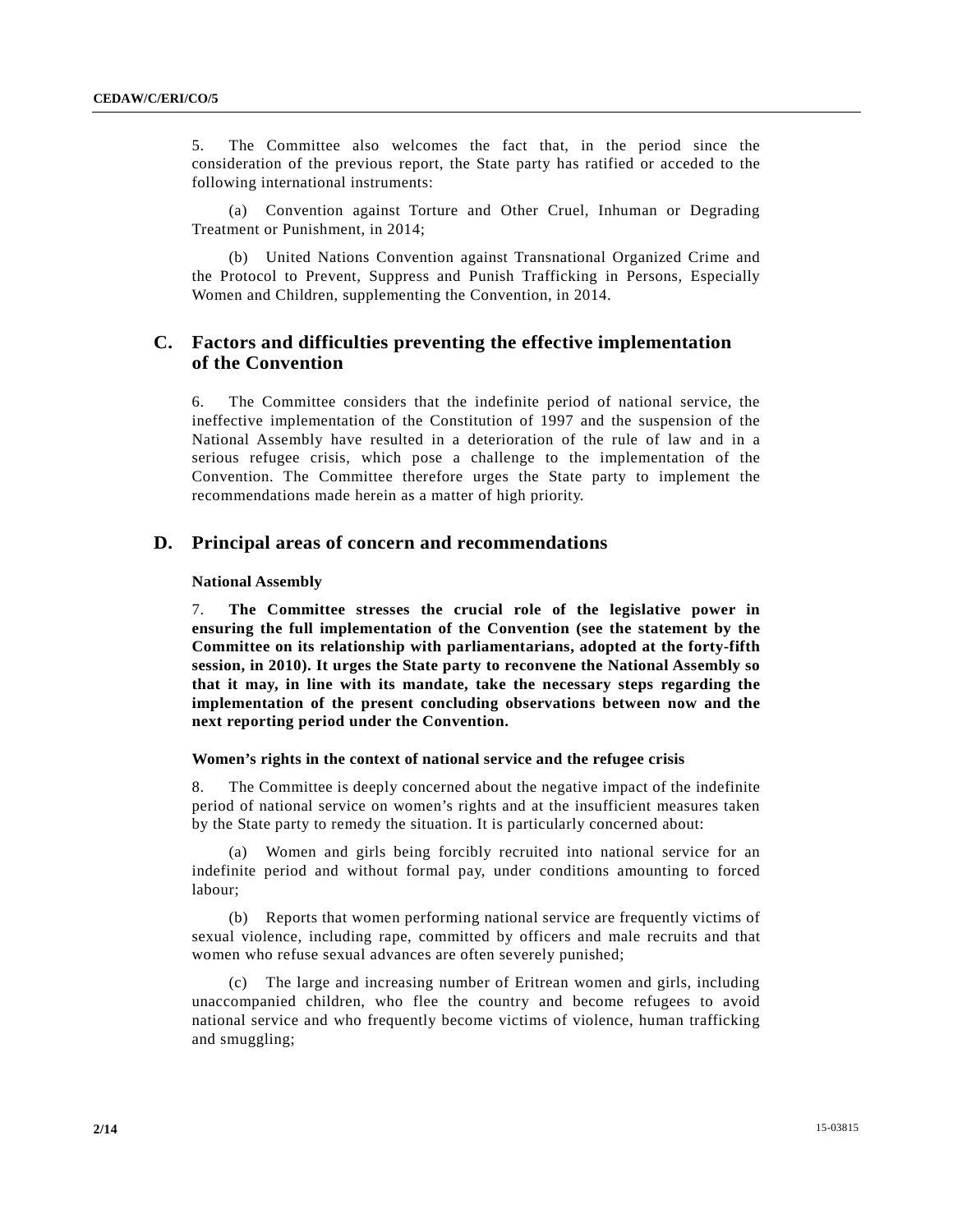5. The Committee also welcomes the fact that, in the period since the consideration of the previous report, the State party has ratified or acceded to the following international instruments:

(a) Convention against Torture and Other Cruel, Inhuman or Degrading Treatment or Punishment, in 2014;

(b) United Nations Convention against Transnational Organized Crime and the Protocol to Prevent, Suppress and Punish Trafficking in Persons, Especially Women and Children, supplementing the Convention, in 2014.

## C. Factors and difficulties preventing the effective implementation of the Convention

6. The Committee considers that the indefinite period of national service, the ineffective implementation of the Constitution of 1997 and the suspension of the National Assembly have resulted in a deterioration of the rule of law and in a serious refugee crisis, which pose a challenge to the implementation of the Convention. The Committee therefore urges the State party to implement the recommendations made herein as a matter of high priority.

## D. Principal areas of concern and recommendations

### National Assembly

7. **The Committee stresses the crucial role of the legislative power in ensuring the full implementation of the Convention (see the statement by the Committee on its relationship with parliamentarians, adopted at the forty-fifth session, in 2010). It urges the State party to reconvene the National Assembly so that it may, in line with its mandate, take the necessary steps regarding the implementation of the present concluding observations between now and the next reporting period under the Convention.**

### Women's rights in the context of national service and the refugee crisis

8. The Committee is deeply concerned about the negative impact of the indefinite period of national service on women's rights and at the insufficient measures taken by the State party to remedy the situation. It is particularly concerned about:

(a) Women and girls being forcibly recruited into national service for an indefinite period and without formal pay, under conditions amounting to forced labour;

(b) Reports that women performing national service are frequently victims of sexual violence, including rape, committed by officers and male recruits and that women who refuse sexual advances are often severely punished;

(c) The large and increasing number of Eritrean women and girls, including unaccompanied children, who flee the country and become refugees to avoid national service and who frequently become victims of violence, human trafficking and smuggling;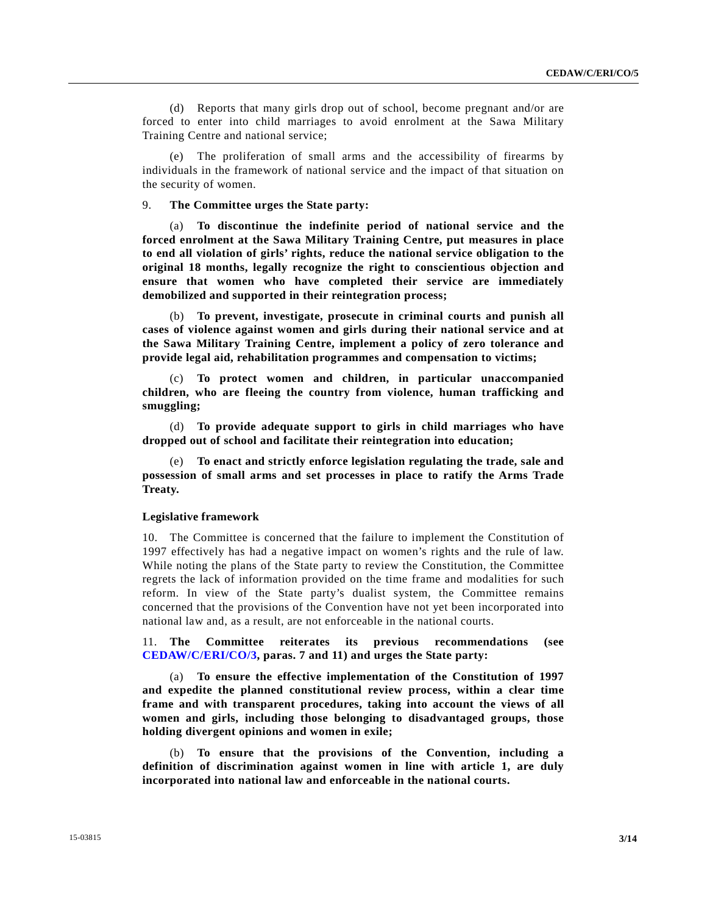(d) Reports that many girls drop out of school, become pregnant and/or are forced to enter into child marriages to avoid enrolment at the Sawa Military Training Centre and national service;

(e) The proliferation of small arms and the accessibility of firearms by individuals in the framework of national service and the impact of that situation on the security of women.

9. **The Committee urges the State party:**

(a) **To discontinue the indefinite period of national service and the forced enrolment at the Sawa Military Training Centre, put measures in place to end all violation of girls' rights, reduce the national service obligation to the original 18 months, legally recognize the right to conscientious objection and ensure that women who have completed their service are immediately demobilized and supported in their reintegration process;**

(b) **To prevent, investigate, prosecute in criminal courts and punish all cases of violence against women and girls during their national service and at the Sawa Military Training Centre, implement a policy of zero tolerance and provide legal aid, rehabilitation programmes and compensation to victims;**

(c) **To protect women and children, in particular unaccompanied children, who are fleeing the country from violence, human trafficking and smuggling;**

(d) **To provide adequate support to girls in child marriages who have dropped out of school and facilitate their reintegration into education;**

(e) **To enact and strictly enforce legislation regulating the trade, sale and possession of small arms and set processes in place to ratify the Arms Trade Treaty.**

### Legislative framework

10. The Committee is concerned that the failure to implement the Constitution of 1997 effectively has had a negative impact on women's rights and the rule of law. While noting the plans of the State party to review the Constitution, the Committee regrets the lack of information provided on the time frame and modalities for such reform. In view of the State party's dualist system, the Committee remains concerned that the provisions of the Convention have not yet been incorporated into national law and, as a result, are not enforceable in the national courts.

11. **The Committee reiterates its previous recommendations (see CEDAW/C/ERI/CO/3, paras. 7 and 11) and urges the State party:**

(a) **To ensure the effective implementation of the Constitution of 1997 and expedite the planned constitutional review process, within a clear time frame and with transparent procedures, taking into account the views of all women and girls, including those belonging to disadvantaged groups, those holding divergent opinions and women in exile;**

(b) **To ensure that the provisions of the Convention, including a definition of discrimination against women in line with article 1, are duly incorporated into national law and enforceable in the national courts.**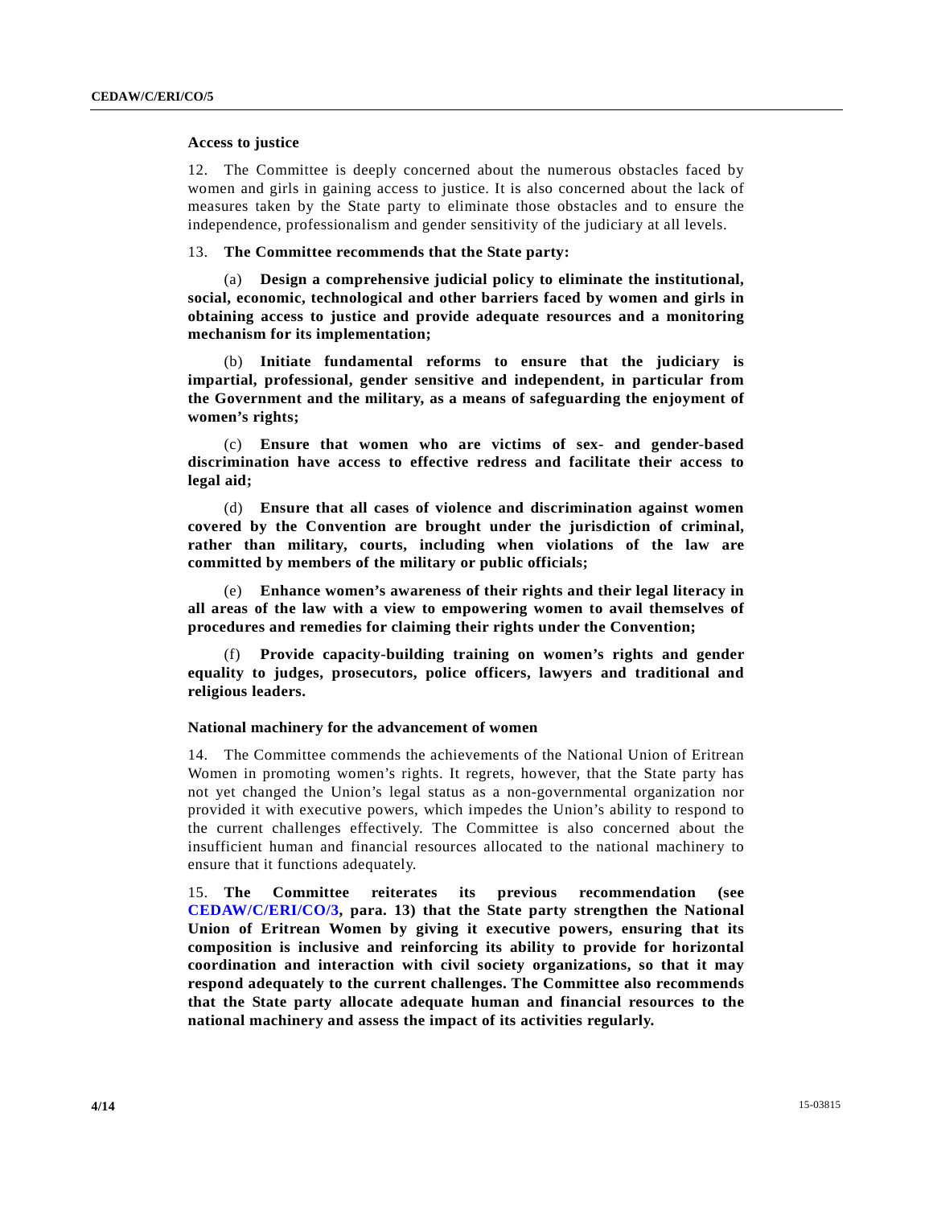### Access to justice

12. The Committee is deeply concerned about the numerous obstacles faced by women and girls in gaining access to justice. It is also concerned about the lack of measures taken by the State party to eliminate those obstacles and to ensure the independence, professionalism and gender sensitivity of the judiciary at all levels.

13. **The Committee recommends that the State party:**

(a) **Design a comprehensive judicial policy to eliminate the institutional, social, economic, technological and other barriers faced by women and girls in obtaining access to justice and provide adequate resources and a monitoring mechanism for its implementation;**

(b) **Initiate fundamental reforms to ensure that the judiciary is impartial, professional, gender sensitive and independent, in particular from the Government and the military, as a means of safeguarding the enjoyment of women's rights;**

(c) **Ensure that women who are victims of sex- and gender-based discrimination have access to effective redress and facilitate their access to legal aid;**

(d) **Ensure that all cases of violence and discrimination against women covered by the Convention are brought under the jurisdiction of criminal, rather than military, courts, including when violations of the law are committed by members of the military or public officials;**

(e) **Enhance women's awareness of their rights and their legal literacy in all areas of the law with a view to empowering women to avail themselves of procedures and remedies for claiming their rights under the Convention;**

(f) **Provide capacity-building training on women's rights and gender equality to judges, prosecutors, police officers, lawyers and traditional and religious leaders.**

### National machinery for the advancement of women

14. The Committee commends the achievements of the National Union of Eritrean Women in promoting women's rights. It regrets, however, that the State party has not yet changed the Union's legal status as a non-governmental organization nor provided it with executive powers, which impedes the Union's ability to respond to the current challenges effectively. The Committee is also concerned about the insufficient human and financial resources allocated to the national machinery to ensure that it functions adequately.

15. **The Committee reiterates its previous recommendation (see CEDAW/C/ERI/CO/3, para. 13) that the State party strengthen the National Union of Eritrean Women by giving it executive powers, ensuring that its composition is inclusive and reinforcing its ability to provide for horizontal coordination and interaction with civil society organizations, so that it may respond adequately to the current challenges. The Committee also recommends that the State party allocate adequate human and financial resources to the national machinery and assess the impact of its activities regularly.**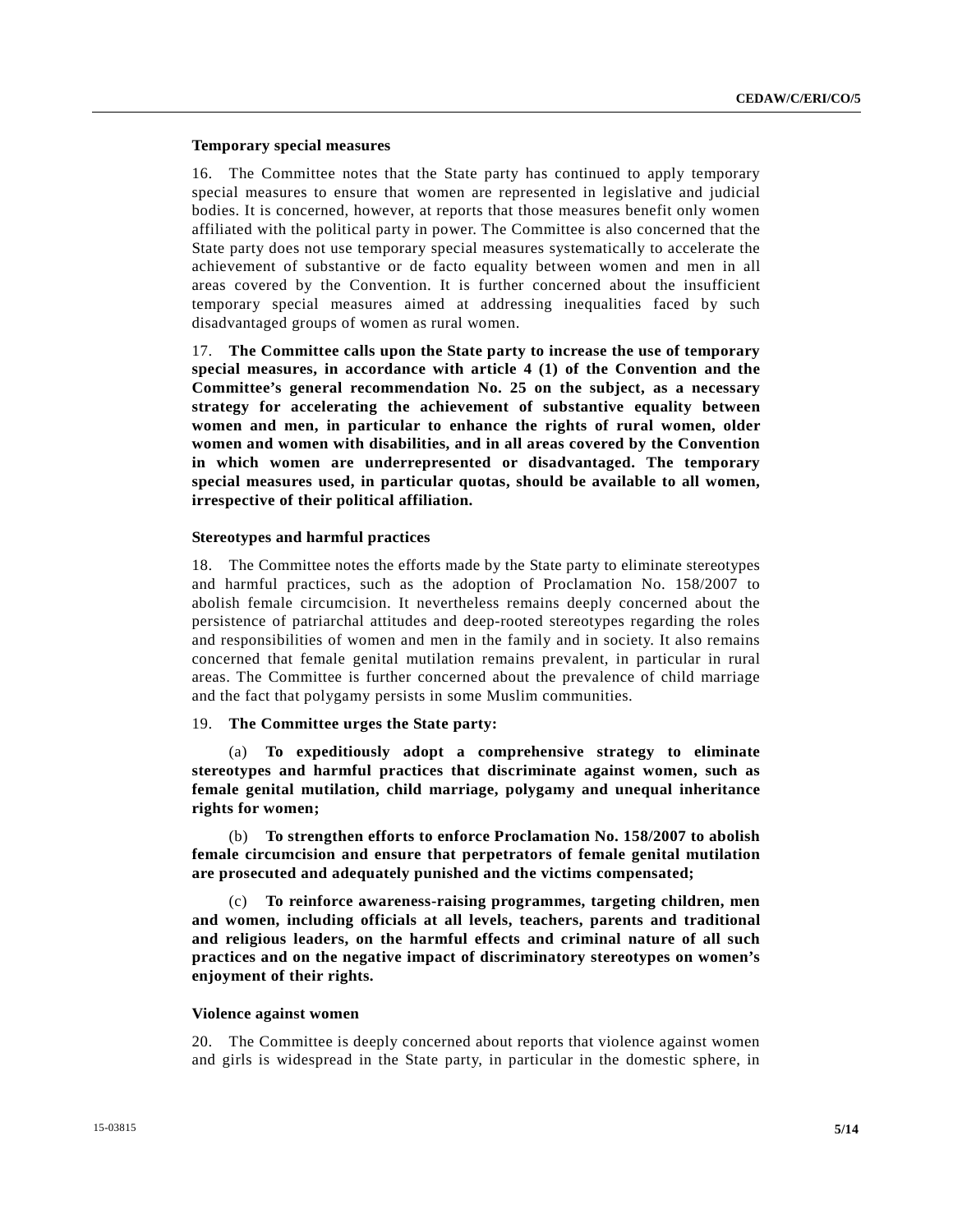### Temporary special measures

16. The Committee notes that the State party has continued to apply temporary special measures to ensure that women are represented in legislative and judicial bodies. It is concerned, however, at reports that those measures benefit only women affiliated with the political party in power. The Committee is also concerned that the State party does not use temporary special measures systematically to accelerate the achievement of substantive or de facto equality between women and men in all areas covered by the Convention. It is further concerned about the insufficient temporary special measures aimed at addressing inequalities faced by such disadvantaged groups of women as rural women.

17. **The Committee calls upon the State party to increase the use of temporary special measures, in accordance with article 4 (1) of the Convention and the Committee's general recommendation No. 25 on the subject, as a necessary strategy for accelerating the achievement of substantive equality between women and men, in particular to enhance the rights of rural women, older women and women with disabilities, and in all areas covered by the Convention in which women are underrepresented or disadvantaged. The temporary special measures used, in particular quotas, should be available to all women, irrespective of their political affiliation.**

### Stereotypes and harmful practices

18. The Committee notes the efforts made by the State party to eliminate stereotypes and harmful practices, such as the adoption of Proclamation No. 158/2007 to abolish female circumcision. It nevertheless remains deeply concerned about the persistence of patriarchal attitudes and deep-rooted stereotypes regarding the roles and responsibilities of women and men in the family and in society. It also remains concerned that female genital mutilation remains prevalent, in particular in rural areas. The Committee is further concerned about the prevalence of child marriage and the fact that polygamy persists in some Muslim communities.

19. **The Committee urges the State party:**

(a) **To expeditiously adopt a comprehensive strategy to eliminate stereotypes and harmful practices that discriminate against women, such as female genital mutilation, child marriage, polygamy and unequal inheritance rights for women;**

(b) **To strengthen efforts to enforce Proclamation No. 158/2007 to abolish female circumcision and ensure that perpetrators of female genital mutilation are prosecuted and adequately punished and the victims compensated;**

(c) **To reinforce awareness-raising programmes, targeting children, men and women, including officials at all levels, teachers, parents and traditional and religious leaders, on the harmful effects and criminal nature of all such practices and on the negative impact of discriminatory stereotypes on women's enjoyment of their rights.**

### Violence against women

20. The Committee is deeply concerned about reports that violence against women and girls is widespread in the State party, in particular in the domestic sphere, in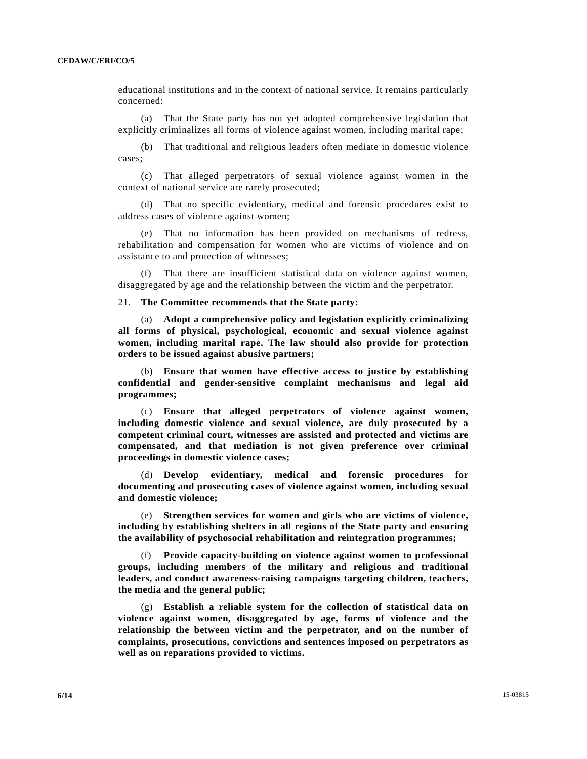educational institutions and in the context of national service. It remains particularly concerned:

(a) That the State party has not yet adopted comprehensive legislation that explicitly criminalizes all forms of violence against women, including marital rape;

(b) That traditional and religious leaders often mediate in domestic violence cases;

(c) That alleged perpetrators of sexual violence against women in the context of national service are rarely prosecuted;

(d) That no specific evidentiary, medical and forensic procedures exist to address cases of violence against women;

(e) That no information has been provided on mechanisms of redress, rehabilitation and compensation for women who are victims of violence and on assistance to and protection of witnesses;

(f) That there are insufficient statistical data on violence against women, disaggregated by age and the relationship between the victim and the perpetrator.

21. **The Committee recommends that the State party:**

(a) **Adopt a comprehensive policy and legislation explicitly criminalizing all forms of physical, psychological, economic and sexual violence against women, including marital rape. The law should also provide for protection orders to be issued against abusive partners;**

(b) **Ensure that women have effective access to justice by establishing confidential and gender-sensitive complaint mechanisms and legal aid programmes;**

(c) **Ensure that alleged perpetrators of violence against women, including domestic violence and sexual violence, are duly prosecuted by a competent criminal court, witnesses are assisted and protected and victims are compensated, and that mediation is not given preference over criminal proceedings in domestic violence cases;**

(d) **Develop evidentiary, medical and forensic procedures for documenting and prosecuting cases of violence against women, including sexual and domestic violence;**

(e) **Strengthen services for women and girls who are victims of violence, including by establishing shelters in all regions of the State party and ensuring the availability of psychosocial rehabilitation and reintegration programmes;**

(f) **Provide capacity-building on violence against women to professional groups, including members of the military and religious and traditional leaders, and conduct awareness-raising campaigns targeting children, teachers, the media and the general public;**

(g) **Establish a reliable system for the collection of statistical data on violence against women, disaggregated by age, forms of violence and the relationship the between victim and the perpetrator, and on the number of complaints, prosecutions, convictions and sentences imposed on perpetrators as well as on reparations provided to victims.**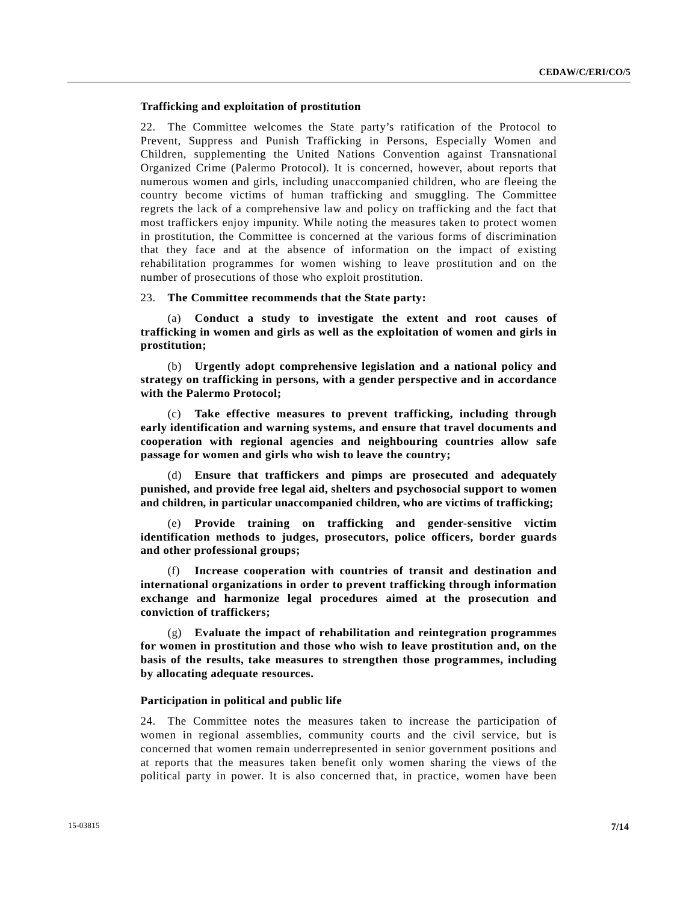### Trafficking and exploitation of prostitution

22. The Committee welcomes the State party's ratification of the Protocol to Prevent, Suppress and Punish Trafficking in Persons, Especially Women and Children, supplementing the United Nations Convention against Transnational Organized Crime (Palermo Protocol). It is concerned, however, about reports that numerous women and girls, including unaccompanied children, who are fleeing the country become victims of human trafficking and smuggling. The Committee regrets the lack of a comprehensive law and policy on trafficking and the fact that most traffickers enjoy impunity. While noting the measures taken to protect women in prostitution, the Committee is concerned at the various forms of discrimination that they face and at the absence of information on the impact of existing rehabilitation programmes for women wishing to leave prostitution and on the number of prosecutions of those who exploit prostitution.

23. **The Committee recommends that the State party:**

(a) **Conduct a study to investigate the extent and root causes of trafficking in women and girls as well as the exploitation of women and girls in prostitution;**

(b) **Urgently adopt comprehensive legislation and a national policy and strategy on trafficking in persons, with a gender perspective and in accordance with the Palermo Protocol;**

(c) **Take effective measures to prevent trafficking, including through early identification and warning systems, and ensure that travel documents and cooperation with regional agencies and neighbouring countries allow safe passage for women and girls who wish to leave the country;**

(d) **Ensure that traffickers and pimps are prosecuted and adequately punished, and provide free legal aid, shelters and psychosocial support to women and children, in particular unaccompanied children, who are victims of trafficking;**

(e) **Provide training on trafficking and gender-sensitive victim identification methods to judges, prosecutors, police officers, border guards and other professional groups;**

(f) **Increase cooperation with countries of transit and destination and international organizations in order to prevent trafficking through information exchange and harmonize legal procedures aimed at the prosecution and conviction of traffickers;**

(g) **Evaluate the impact of rehabilitation and reintegration programmes for women in prostitution and those who wish to leave prostitution and, on the basis of the results, take measures to strengthen those programmes, including by allocating adequate resources.**

### Participation in political and public life

24. The Committee notes the measures taken to increase the participation of women in regional assemblies, community courts and the civil service, but is concerned that women remain underrepresented in senior government positions and at reports that the measures taken benefit only women sharing the views of the political party in power. It is also concerned that, in practice, women have been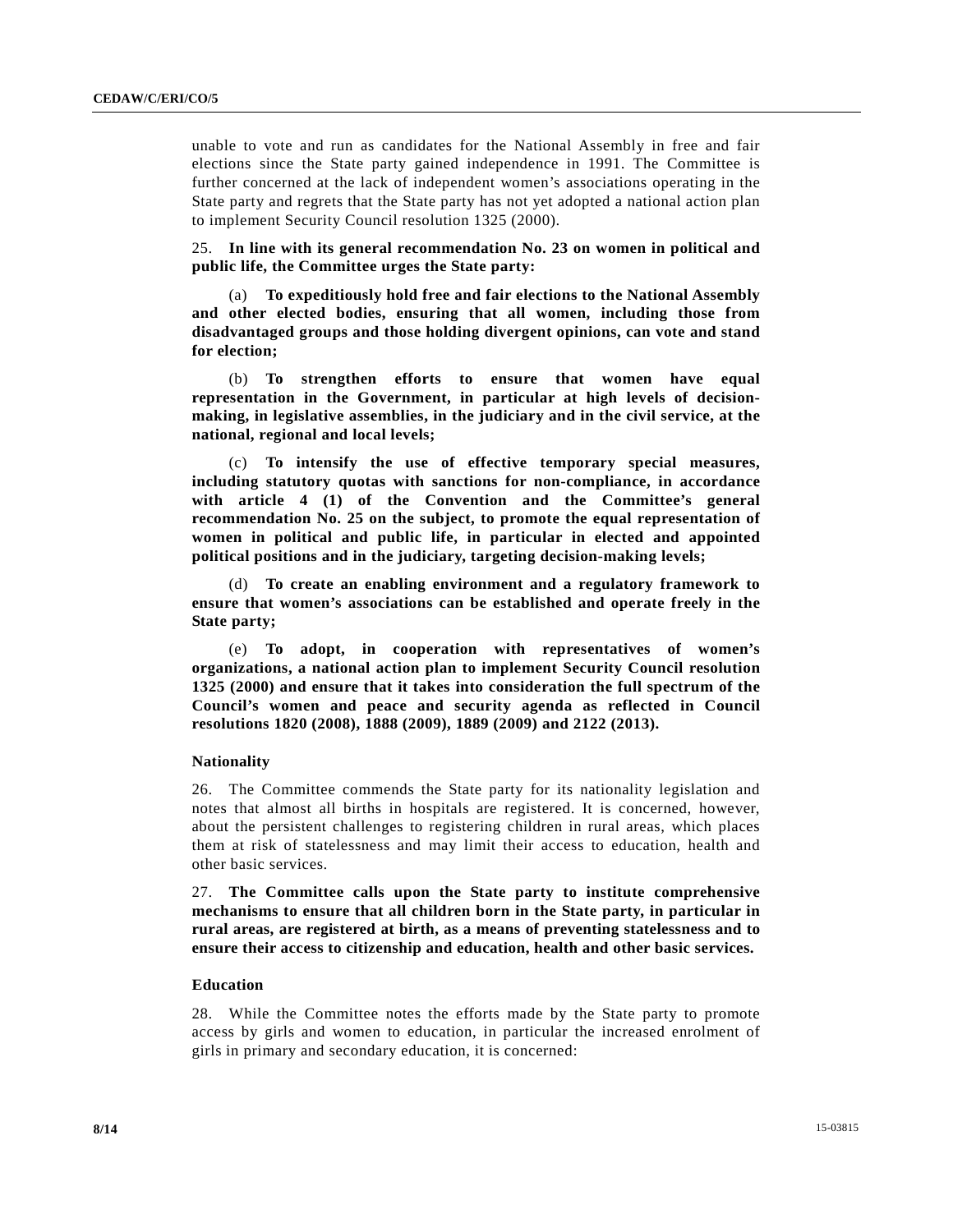unable to vote and run as candidates for the National Assembly in free and fair elections since the State party gained independence in 1991. The Committee is further concerned at the lack of independent women's associations operating in the State party and regrets that the State party has not yet adopted a national action plan to implement Security Council resolution 1325 (2000).

25. **In line with its general recommendation No. 23 on women in political and public life, the Committee urges the State party:**

(a) **To expeditiously hold free and fair elections to the National Assembly and other elected bodies, ensuring that all women, including those from disadvantaged groups and those holding divergent opinions, can vote and stand for election;**

(b) **To strengthen efforts to ensure that women have equal representation in the Government, in particular at high levels of decision-making, in legislative assemblies, in the judiciary and in the civil service, at the national, regional and local levels;**

(c) **To intensify the use of effective temporary special measures, including statutory quotas with sanctions for non-compliance, in accordance with article 4 (1) of the Convention and the Committee's general recommendation No. 25 on the subject, to promote the equal representation of women in political and public life, in particular in elected and appointed political positions and in the judiciary, targeting decision-making levels;**

(d) **To create an enabling environment and a regulatory framework to ensure that women's associations can be established and operate freely in the State party;**

(e) **To adopt, in cooperation with representatives of women's organizations, a national action plan to implement Security Council resolution 1325 (2000) and ensure that it takes into consideration the full spectrum of the Council's women and peace and security agenda as reflected in Council resolutions 1820 (2008), 1888 (2009), 1889 (2009) and 2122 (2013).**

### Nationality

26. The Committee commends the State party for its nationality legislation and notes that almost all births in hospitals are registered. It is concerned, however, about the persistent challenges to registering children in rural areas, which places them at risk of statelessness and may limit their access to education, health and other basic services.

27. **The Committee calls upon the State party to institute comprehensive mechanisms to ensure that all children born in the State party, in particular in rural areas, are registered at birth, as a means of preventing statelessness and to ensure their access to citizenship and education, health and other basic services.**

### Education

28. While the Committee notes the efforts made by the State party to promote access by girls and women to education, in particular the increased enrolment of girls in primary and secondary education, it is concerned: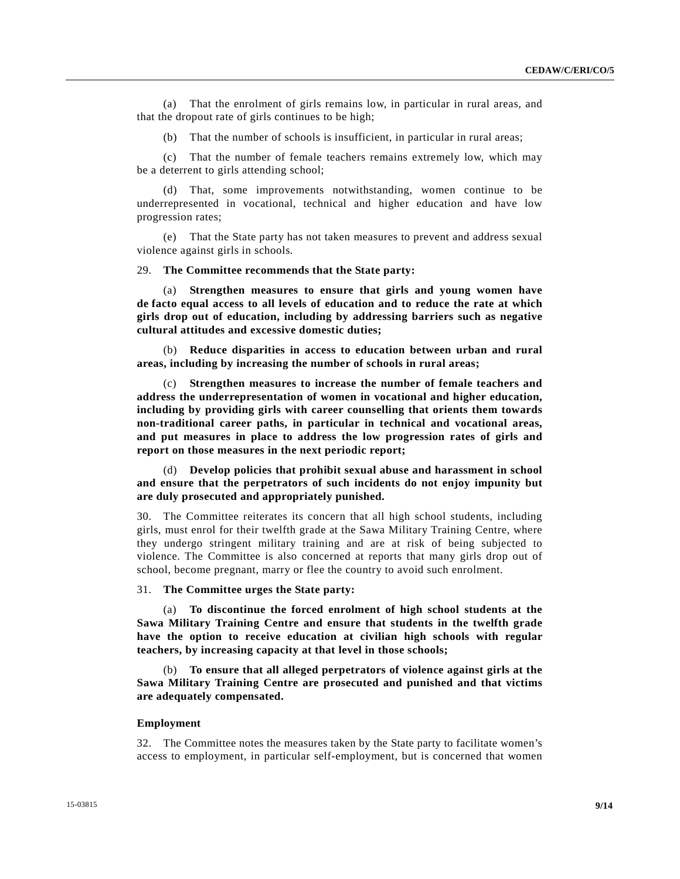(a) That the enrolment of girls remains low, in particular in rural areas, and that the dropout rate of girls continues to be high;

(b) That the number of schools is insufficient, in particular in rural areas;

(c) That the number of female teachers remains extremely low, which may be a deterrent to girls attending school;

(d) That, some improvements notwithstanding, women continue to be underrepresented in vocational, technical and higher education and have low progression rates;

(e) That the State party has not taken measures to prevent and address sexual violence against girls in schools.

29. **The Committee recommends that the State party:**

(a) **Strengthen measures to ensure that girls and young women have de facto equal access to all levels of education and to reduce the rate at which girls drop out of education, including by addressing barriers such as negative cultural attitudes and excessive domestic duties;**

(b) **Reduce disparities in access to education between urban and rural areas, including by increasing the number of schools in rural areas;**

(c) **Strengthen measures to increase the number of female teachers and address the underrepresentation of women in vocational and higher education, including by providing girls with career counselling that orients them towards non-traditional career paths, in particular in technical and vocational areas, and put measures in place to address the low progression rates of girls and report on those measures in the next periodic report;**

(d) **Develop policies that prohibit sexual abuse and harassment in school and ensure that the perpetrators of such incidents do not enjoy impunity but are duly prosecuted and appropriately punished.**

30. The Committee reiterates its concern that all high school students, including girls, must enrol for their twelfth grade at the Sawa Military Training Centre, where they undergo stringent military training and are at risk of being subjected to violence. The Committee is also concerned at reports that many girls drop out of school, become pregnant, marry or flee the country to avoid such enrolment.

31. **The Committee urges the State party:**

(a) **To discontinue the forced enrolment of high school students at the Sawa Military Training Centre and ensure that students in the twelfth grade have the option to receive education at civilian high schools with regular teachers, by increasing capacity at that level in those schools;**

(b) **To ensure that all alleged perpetrators of violence against girls at the Sawa Military Training Centre are prosecuted and punished and that victims are adequately compensated.**

### Employment

32. The Committee notes the measures taken by the State party to facilitate women's access to employment, in particular self-employment, but is concerned that women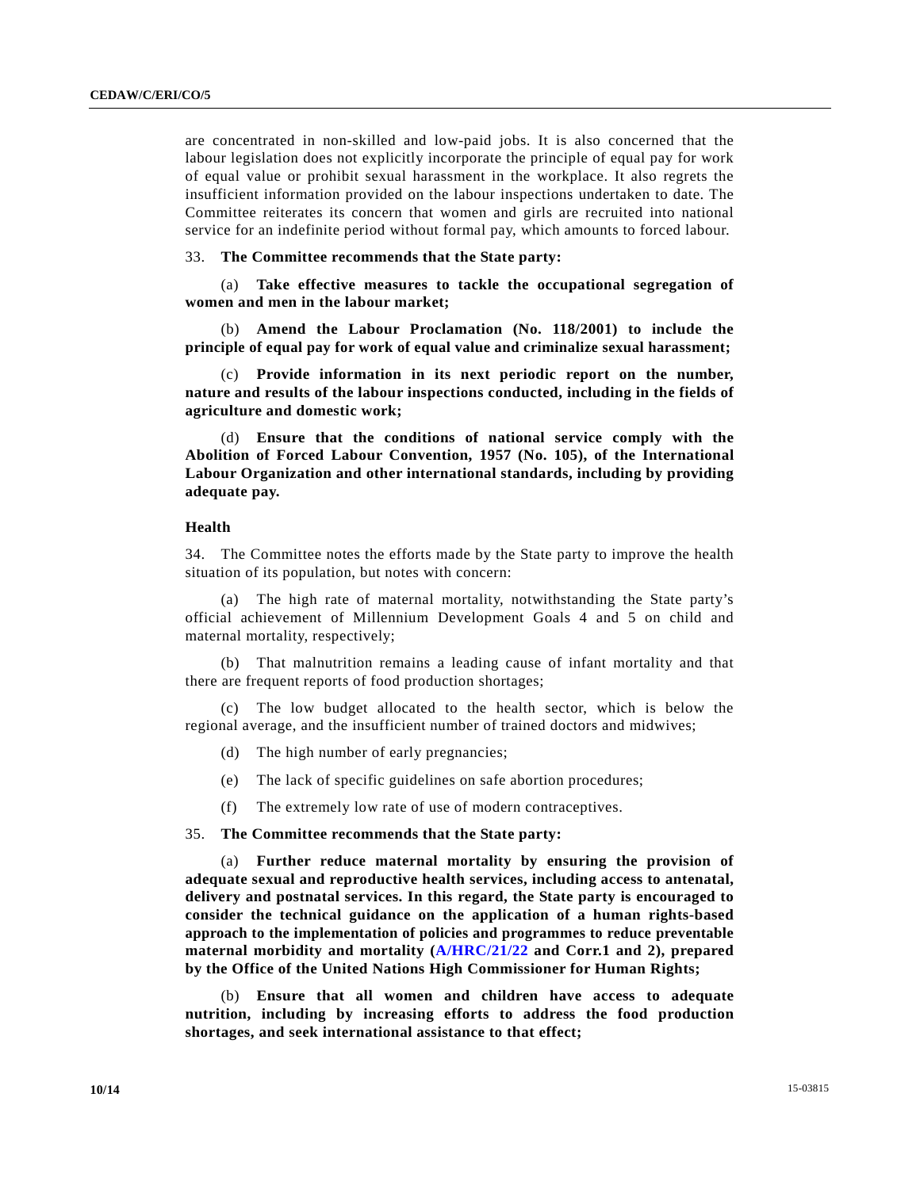are concentrated in non-skilled and low-paid jobs. It is also concerned that the labour legislation does not explicitly incorporate the principle of equal pay for work of equal value or prohibit sexual harassment in the workplace. It also regrets the insufficient information provided on the labour inspections undertaken to date. The Committee reiterates its concern that women and girls are recruited into national service for an indefinite period without formal pay, which amounts to forced labour.

33. **The Committee recommends that the State party:**

(a) **Take effective measures to tackle the occupational segregation of women and men in the labour market;**

(b) **Amend the Labour Proclamation (No. 118/2001) to include the principle of equal pay for work of equal value and criminalize sexual harassment;**

(c) **Provide information in its next periodic report on the number, nature and results of the labour inspections conducted, including in the fields of agriculture and domestic work;**

(d) **Ensure that the conditions of national service comply with the Abolition of Forced Labour Convention, 1957 (No. 105), of the International Labour Organization and other international standards, including by providing adequate pay.**

### Health

34. The Committee notes the efforts made by the State party to improve the health situation of its population, but notes with concern:

(a) The high rate of maternal mortality, notwithstanding the State party's official achievement of Millennium Development Goals 4 and 5 on child and maternal mortality, respectively;

(b) That malnutrition remains a leading cause of infant mortality and that there are frequent reports of food production shortages;

(c) The low budget allocated to the health sector, which is below the regional average, and the insufficient number of trained doctors and midwives;

(d) The high number of early pregnancies;

(e) The lack of specific guidelines on safe abortion procedures;

(f) The extremely low rate of use of modern contraceptives.

35. **The Committee recommends that the State party:**

(a) **Further reduce maternal mortality by ensuring the provision of adequate sexual and reproductive health services, including access to antenatal, delivery and postnatal services. In this regard, the State party is encouraged to consider the technical guidance on the application of a human rights-based approach to the implementation of policies and programmes to reduce preventable maternal morbidity and mortality (A/HRC/21/22 and Corr.1 and 2), prepared by the Office of the United Nations High Commissioner for Human Rights;**

(b) **Ensure that all women and children have access to adequate nutrition, including by increasing efforts to address the food production shortages, and seek international assistance to that effect;**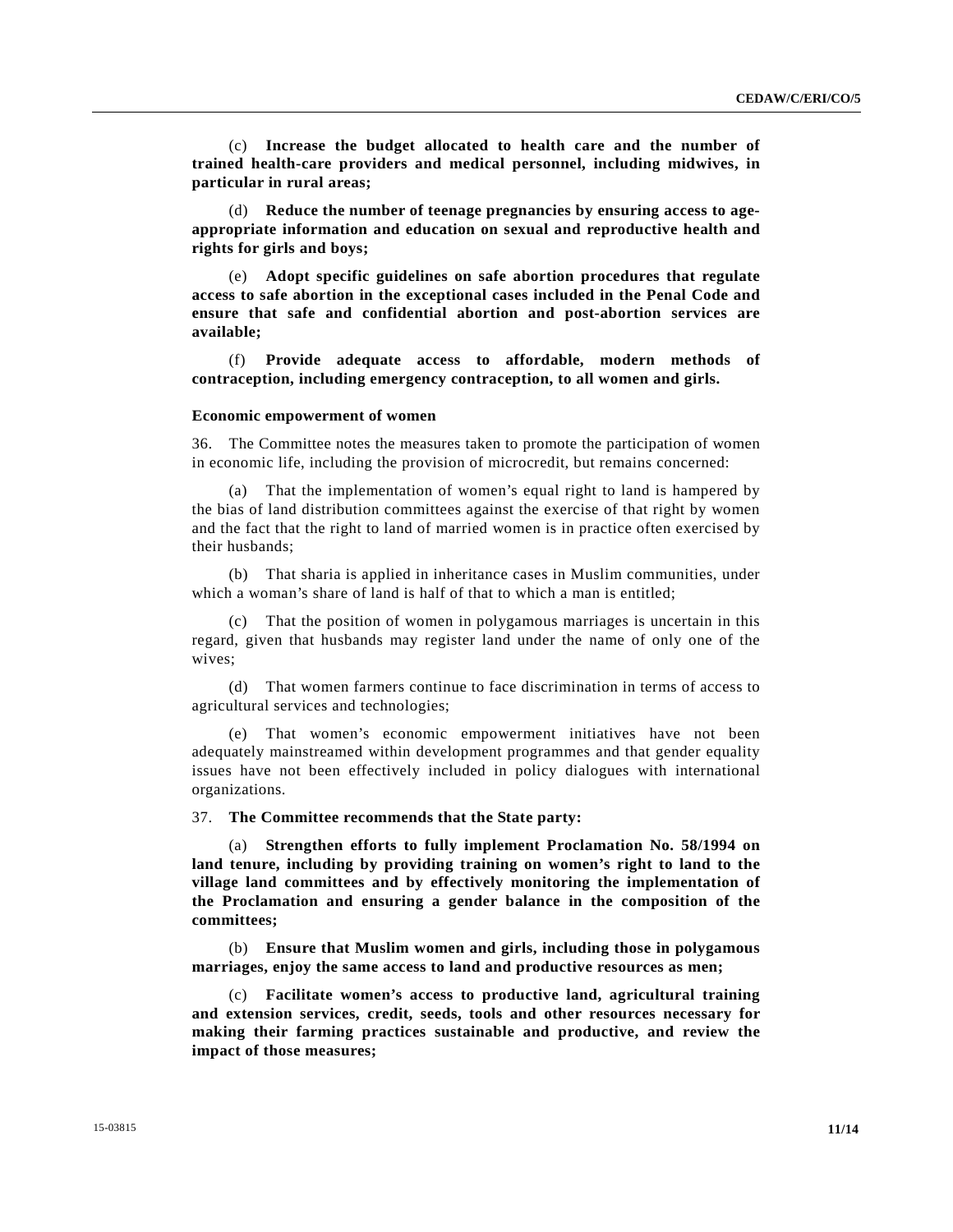(c) **Increase the budget allocated to health care and the number of trained health-care providers and medical personnel, including midwives, in particular in rural areas;**

(d) **Reduce the number of teenage pregnancies by ensuring access to age-appropriate information and education on sexual and reproductive health and rights for girls and boys;**

(e) **Adopt specific guidelines on safe abortion procedures that regulate access to safe abortion in the exceptional cases included in the Penal Code and ensure that safe and confidential abortion and post-abortion services are available;**

(f) **Provide adequate access to affordable, modern methods of contraception, including emergency contraception, to all women and girls.**

#### Economic empowerment of women

36. The Committee notes the measures taken to promote the participation of women in economic life, including the provision of microcredit, but remains concerned:

(a) That the implementation of women's equal right to land is hampered by the bias of land distribution committees against the exercise of that right by women and the fact that the right to land of married women is in practice often exercised by their husbands;

(b) That sharia is applied in inheritance cases in Muslim communities, under which a woman's share of land is half of that to which a man is entitled;

(c) That the position of women in polygamous marriages is uncertain in this regard, given that husbands may register land under the name of only one of the wives;

(d) That women farmers continue to face discrimination in terms of access to agricultural services and technologies;

(e) That women's economic empowerment initiatives have not been adequately mainstreamed within development programmes and that gender equality issues have not been effectively included in policy dialogues with international organizations.

37. **The Committee recommends that the State party:**

(a) **Strengthen efforts to fully implement Proclamation No. 58/1994 on land tenure, including by providing training on women's right to land to the village land committees and by effectively monitoring the implementation of the Proclamation and ensuring a gender balance in the composition of the committees;**

(b) **Ensure that Muslim women and girls, including those in polygamous marriages, enjoy the same access to land and productive resources as men;**

(c) **Facilitate women's access to productive land, agricultural training and extension services, credit, seeds, tools and other resources necessary for making their farming practices sustainable and productive, and review the impact of those measures;**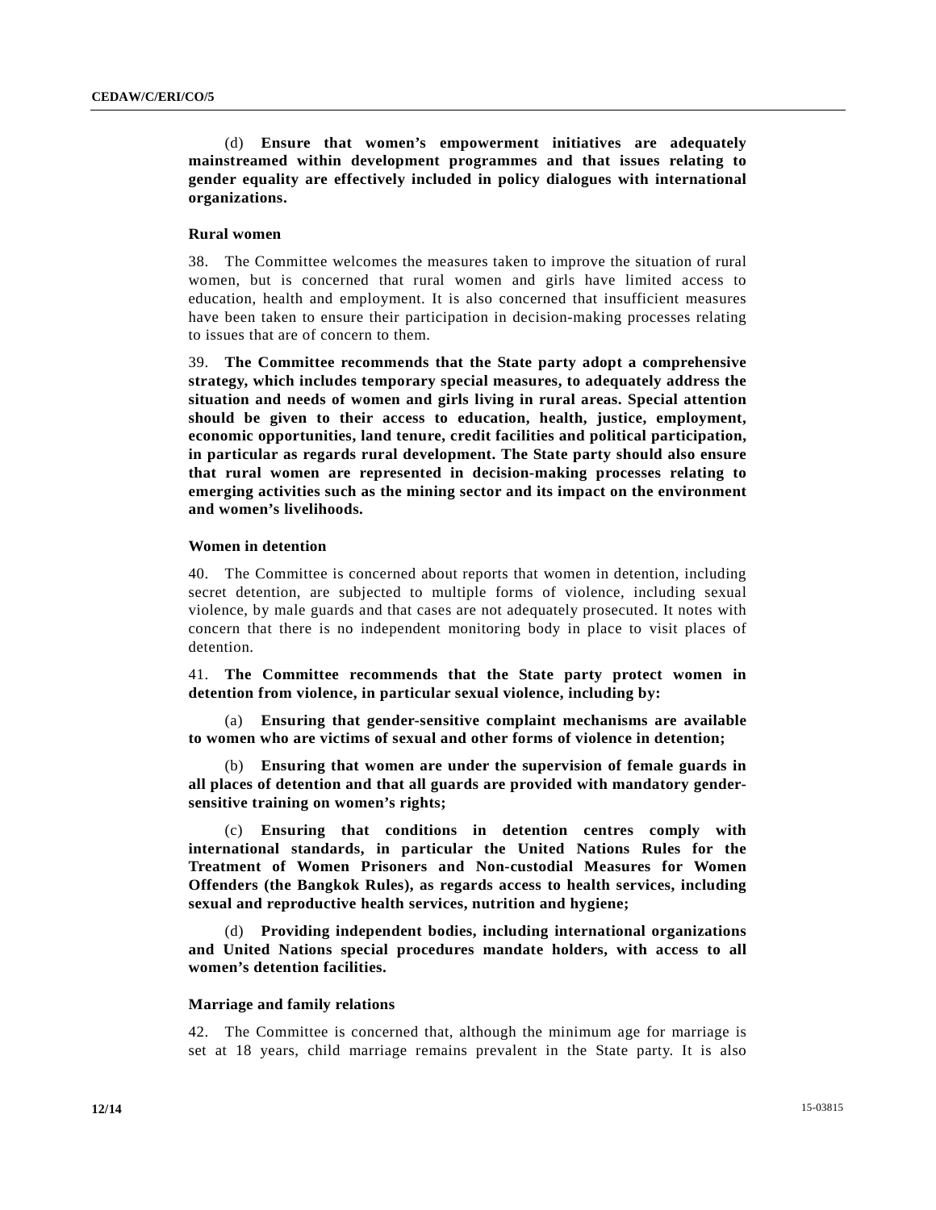(d) **Ensure that women's empowerment initiatives are adequately mainstreamed within development programmes and that issues relating to gender equality are effectively included in policy dialogues with international organizations.**

### Rural women

38. The Committee welcomes the measures taken to improve the situation of rural women, but is concerned that rural women and girls have limited access to education, health and employment. It is also concerned that insufficient measures have been taken to ensure their participation in decision-making processes relating to issues that are of concern to them.

39. **The Committee recommends that the State party adopt a comprehensive strategy, which includes temporary special measures, to adequately address the situation and needs of women and girls living in rural areas. Special attention should be given to their access to education, health, justice, employment, economic opportunities, land tenure, credit facilities and political participation, in particular as regards rural development. The State party should also ensure that rural women are represented in decision-making processes relating to emerging activities such as the mining sector and its impact on the environment and women's livelihoods.**

### Women in detention

40. The Committee is concerned about reports that women in detention, including secret detention, are subjected to multiple forms of violence, including sexual violence, by male guards and that cases are not adequately prosecuted. It notes with concern that there is no independent monitoring body in place to visit places of detention.

41. **The Committee recommends that the State party protect women in detention from violence, in particular sexual violence, including by:**

(a) **Ensuring that gender-sensitive complaint mechanisms are available to women who are victims of sexual and other forms of violence in detention;**

(b) **Ensuring that women are under the supervision of female guards in all places of detention and that all guards are provided with mandatory gender-sensitive training on women's rights;**

(c) **Ensuring that conditions in detention centres comply with international standards, in particular the United Nations Rules for the Treatment of Women Prisoners and Non-custodial Measures for Women Offenders (the Bangkok Rules), as regards access to health services, including sexual and reproductive health services, nutrition and hygiene;**

(d) **Providing independent bodies, including international organizations and United Nations special procedures mandate holders, with access to all women's detention facilities.**

### Marriage and family relations

42. The Committee is concerned that, although the minimum age for marriage is set at 18 years, child marriage remains prevalent in the State party. It is also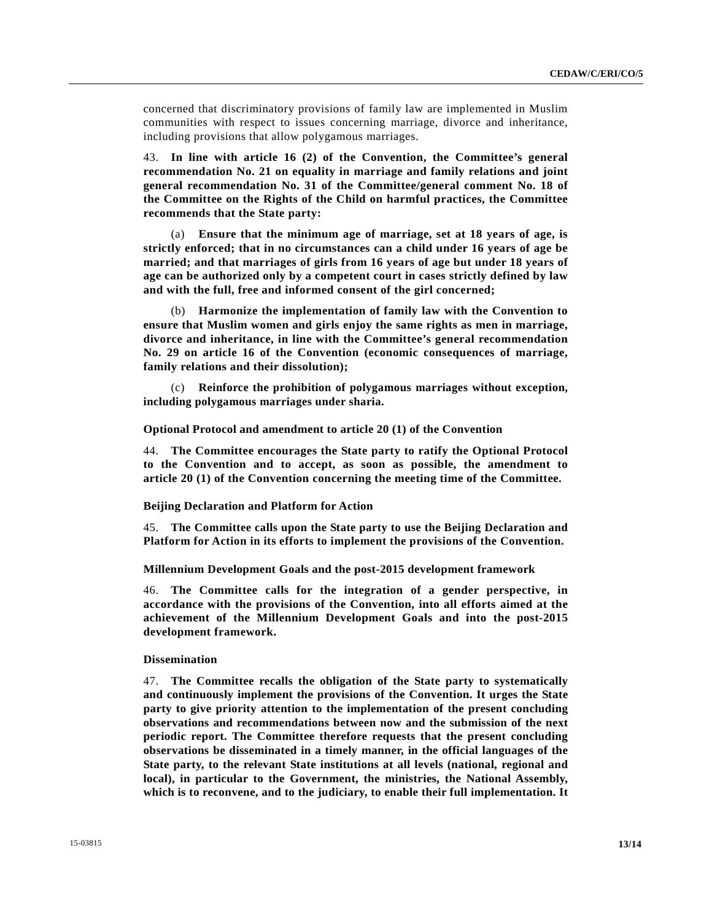concerned that discriminatory provisions of family law are implemented in Muslim communities with respect to issues concerning marriage, divorce and inheritance, including provisions that allow polygamous marriages.

43. **In line with article 16 (2) of the Convention, the Committee's general recommendation No. 21 on equality in marriage and family relations and joint general recommendation No. 31 of the Committee/general comment No. 18 of the Committee on the Rights of the Child on harmful practices, the Committee recommends that the State party:**

(a) **Ensure that the minimum age of marriage, set at 18 years of age, is strictly enforced; that in no circumstances can a child under 16 years of age be married; and that marriages of girls from 16 years of age but under 18 years of age can be authorized only by a competent court in cases strictly defined by law and with the full, free and informed consent of the girl concerned;**

(b) **Harmonize the implementation of family law with the Convention to ensure that Muslim women and girls enjoy the same rights as men in marriage, divorce and inheritance, in line with the Committee's general recommendation No. 29 on article 16 of the Convention (economic consequences of marriage, family relations and their dissolution);**

(c) **Reinforce the prohibition of polygamous marriages without exception, including polygamous marriages under sharia.**

### Optional Protocol and amendment to article 20 (1) of the Convention

44. **The Committee encourages the State party to ratify the Optional Protocol to the Convention and to accept, as soon as possible, the amendment to article 20 (1) of the Convention concerning the meeting time of the Committee.**

### Beijing Declaration and Platform for Action

45. **The Committee calls upon the State party to use the Beijing Declaration and Platform for Action in its efforts to implement the provisions of the Convention.**

### Millennium Development Goals and the post-2015 development framework

46. **The Committee calls for the integration of a gender perspective, in accordance with the provisions of the Convention, into all efforts aimed at the achievement of the Millennium Development Goals and into the post-2015 development framework.**

### Dissemination

47. **The Committee recalls the obligation of the State party to systematically and continuously implement the provisions of the Convention. It urges the State party to give priority attention to the implementation of the present concluding observations and recommendations between now and the submission of the next periodic report. The Committee therefore requests that the present concluding observations be disseminated in a timely manner, in the official languages of the State party, to the relevant State institutions at all levels (national, regional and local), in particular to the Government, the ministries, the National Assembly, which is to reconvene, and to the judiciary, to enable their full implementation. It**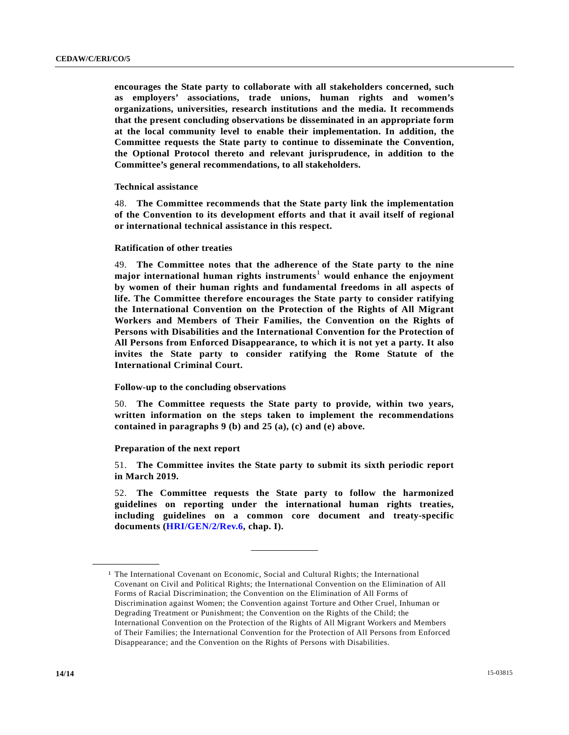**encourages the State party to collaborate with all stakeholders concerned, such as employers' associations, trade unions, human rights and women's organizations, universities, research institutions and the media. It recommends that the present concluding observations be disseminated in an appropriate form at the local community level to enable their implementation. In addition, the Committee requests the State party to continue to disseminate the Convention, the Optional Protocol thereto and relevant jurisprudence, in addition to the Committee's general recommendations, to all stakeholders.**

### Technical assistance

48. **The Committee recommends that the State party link the implementation of the Convention to its development efforts and that it avail itself of regional or international technical assistance in this respect.**

### Ratification of other treaties

49. **The Committee notes that the adherence of the State party to the nine major international human rights instruments[1] would enhance the enjoyment by women of their human rights and fundamental freedoms in all aspects of life. The Committee therefore encourages the State party to consider ratifying the International Convention on the Protection of the Rights of All Migrant Workers and Members of Their Families, the Convention on the Rights of Persons with Disabilities and the International Convention for the Protection of All Persons from Enforced Disappearance, to which it is not yet a party. It also invites the State party to consider ratifying the Rome Statute of the International Criminal Court.**

### Follow-up to the concluding observations

50. **The Committee requests the State party to provide, within two years, written information on the steps taken to implement the recommendations contained in paragraphs 9 (b) and 25 (a), (c) and (e) above.**

### Preparation of the next report

51. **The Committee invites the State party to submit its sixth periodic report in March 2019.**

52. **The Committee requests the State party to follow the harmonized guidelines on reporting under the international human rights treaties, including guidelines on a common core document and treaty-specific documents (HRI/GEN/2/Rev.6, chap. I).**

---

[1] The International Covenant on Economic, Social and Cultural Rights; the International Covenant on Civil and Political Rights; the International Convention on the Elimination of All Forms of Racial Discrimination; the Convention on the Elimination of All Forms of Discrimination against Women; the Convention against Torture and Other Cruel, Inhuman or Degrading Treatment or Punishment; the Convention on the Rights of the Child; the International Convention on the Protection of the Rights of All Migrant Workers and Members of Their Families; the International Convention for the Protection of All Persons from Enforced Disappearance; and the Convention on the Rights of Persons with Disabilities.